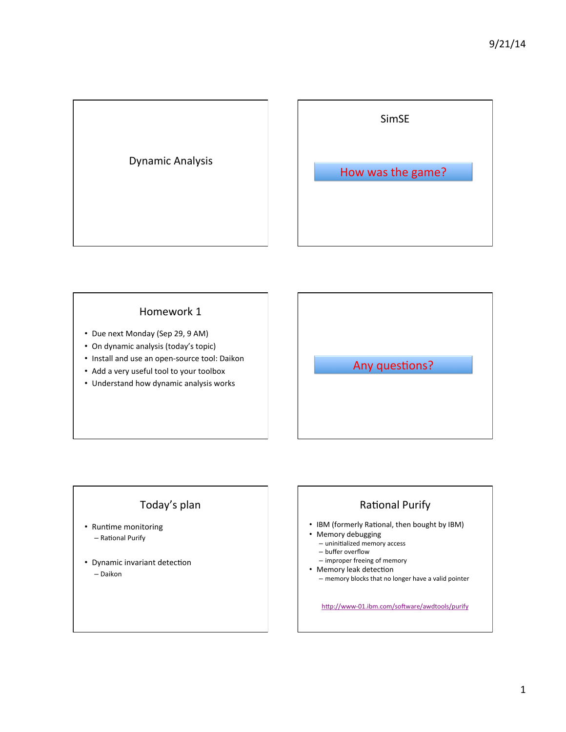# Dynamic Analysis

## SimSE

How was the game?

## Homework 1

- Due next Monday (Sep 29, 9 AM)
- On dynamic analysis (today's topic)
- Install and use an open-source tool: Daikon
- Add a very useful tool to your toolbox
- Understand how dynamic analysis works

Any questions?

## Today's plan

- Runtime monitoring
  - Rational Purify
- Dynamic invariant detection
  - Daikon

## Rational Purify

- IBM (formerly Rational, then bought by IBM)
- Memory debugging
  - uninitialized memory access
  - buffer overflow
  - improper freeing of memory
- Memory leak detection
  - memory blocks that no longer have a valid pointer

http://www-01.ibm.com/software/awdtools/purify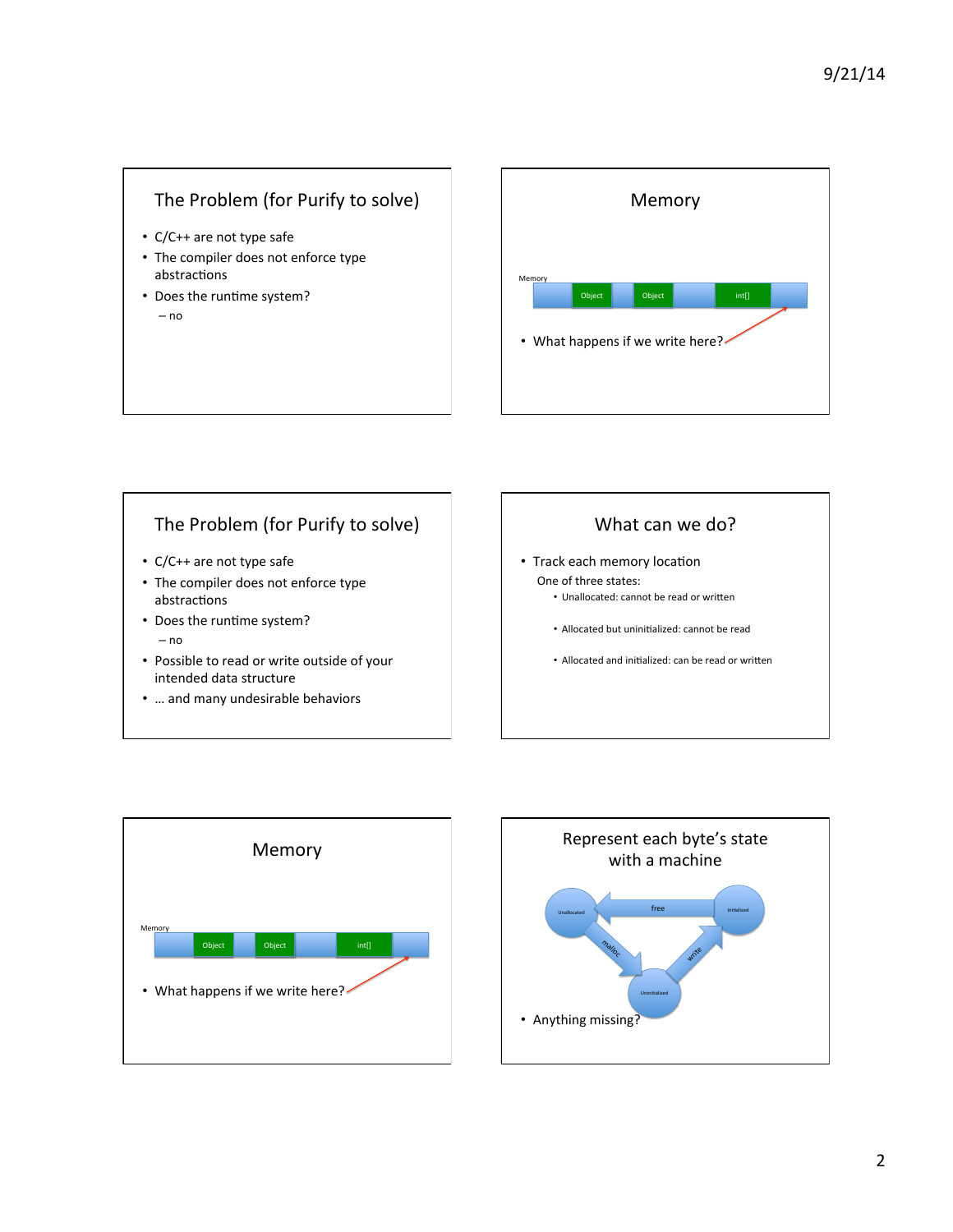## The Problem (for Purify to solve)

- C/C++ are not type safe
- The compiler does not enforce type abstractions
- Does the runtime system?
  – no

## Memory

Memory

Object | Object | int[]

- What happens if we write here?

## The Problem (for Purify to solve)

- C/C++ are not type safe
- The compiler does not enforce type abstractions
- Does the runtime system?
  – no
- Possible to read or write outside of your intended data structure
- … and many undesirable behaviors

## What can we do?

- Track each memory location

  One of three states:
  - Unallocated: cannot be read or written
  - Allocated but uninitialized: cannot be read
  - Allocated and initialized: can be read or written

## Memory

Memory

Object | Object | int[]

- What happens if we write here?

## Represent each byte's state with a machine

Unallocated —malloc→ Uninitialized —write→ Initialized —free→ Unallocated

- Anything missing?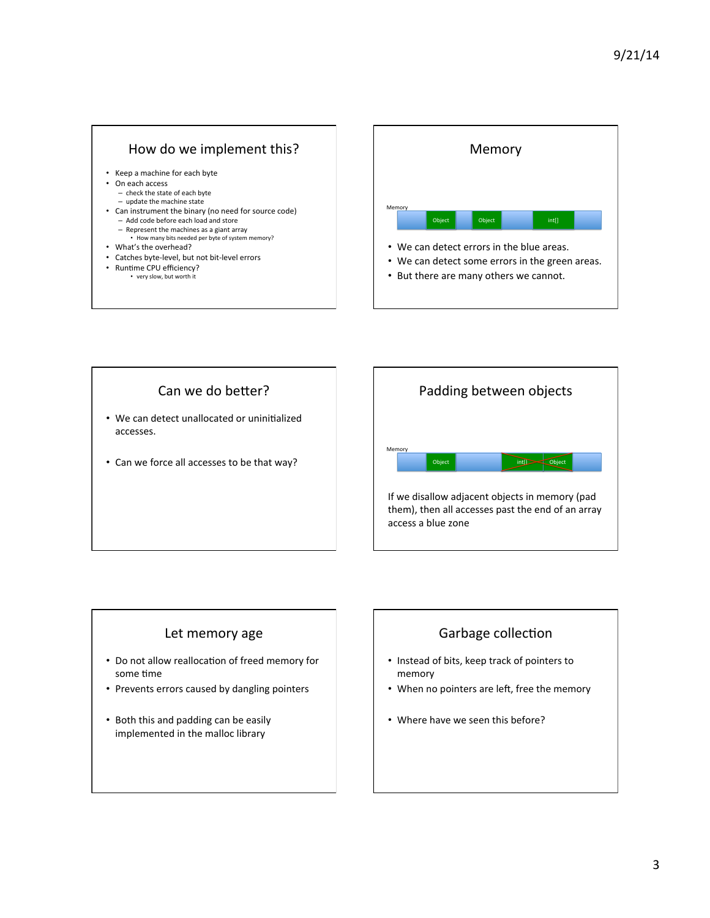## How do we implement this?

- Keep a machine for each byte
- On each access
  - check the state of each byte
  - update the machine state
- Can instrument the binary (no need for source code)
  - Add code before each load and store
  - Represent the machines as a giant array
    - How many bits needed per byte of system memory?
- What's the overhead?
- Catches byte-level, but not bit-level errors
- Runtime CPU efficiency?
  - very slow, but worth it

## Memory

Memory | Object | Object | int[]

- We can detect errors in the blue areas.
- We can detect some errors in the green areas.
- But there are many others we cannot.

## Can we do better?

- We can detect unallocated or uninitialized accesses.
- Can we force all accesses to be that way?

## Padding between objects

Memory | Object | int[] | Object

If we disallow adjacent objects in memory (pad them), then all accesses past the end of an array access a blue zone

## Let memory age

- Do not allow reallocation of freed memory for some time
- Prevents errors caused by dangling pointers
- Both this and padding can be easily implemented in the malloc library

## Garbage collection

- Instead of bits, keep track of pointers to memory
- When no pointers are left, free the memory
- Where have we seen this before?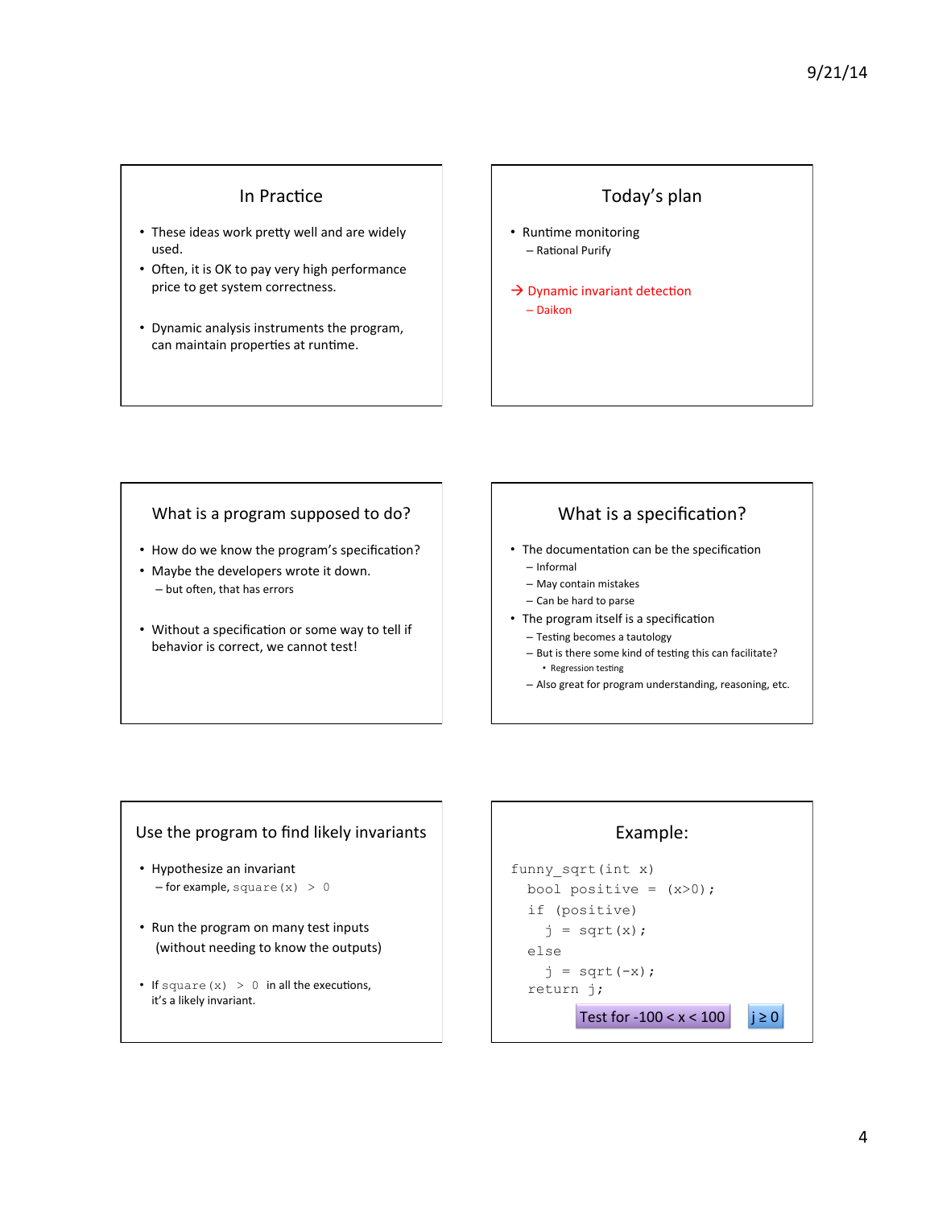## In Practice

- These ideas work pretty well and are widely used.
- Often, it is OK to pay very high performance price to get system correctness.
- Dynamic analysis instruments the program, can maintain properties at runtime.

## Today's plan

- Runtime monitoring
  - Rational Purify

→ Dynamic invariant detection
  - Daikon

## What is a program supposed to do?

- How do we know the program's specification?
- Maybe the developers wrote it down.
  - but often, that has errors
- Without a specification or some way to tell if behavior is correct, we cannot test!

## What is a specification?

- The documentation can be the specification
  - Informal
  - May contain mistakes
  - Can be hard to parse
- The program itself is a specification
  - Testing becomes a tautology
  - But is there some kind of testing this can facilitate?
    - Regression testing
  - Also great for program understanding, reasoning, etc.

## Use the program to find likely invariants

- Hypothesize an invariant
  - for example, `square(x) > 0`
- Run the program on many test inputs (without needing to know the outputs)
- If `square(x) > 0` in all the executions, it's a likely invariant.

## Example:

```
funny_sqrt(int x)
  bool positive = (x>0);
  if (positive)
    j = sqrt(x);
  else
    j = sqrt(-x);
  return j;
```

Test for $-100 < x < 100$    $j \geq 0$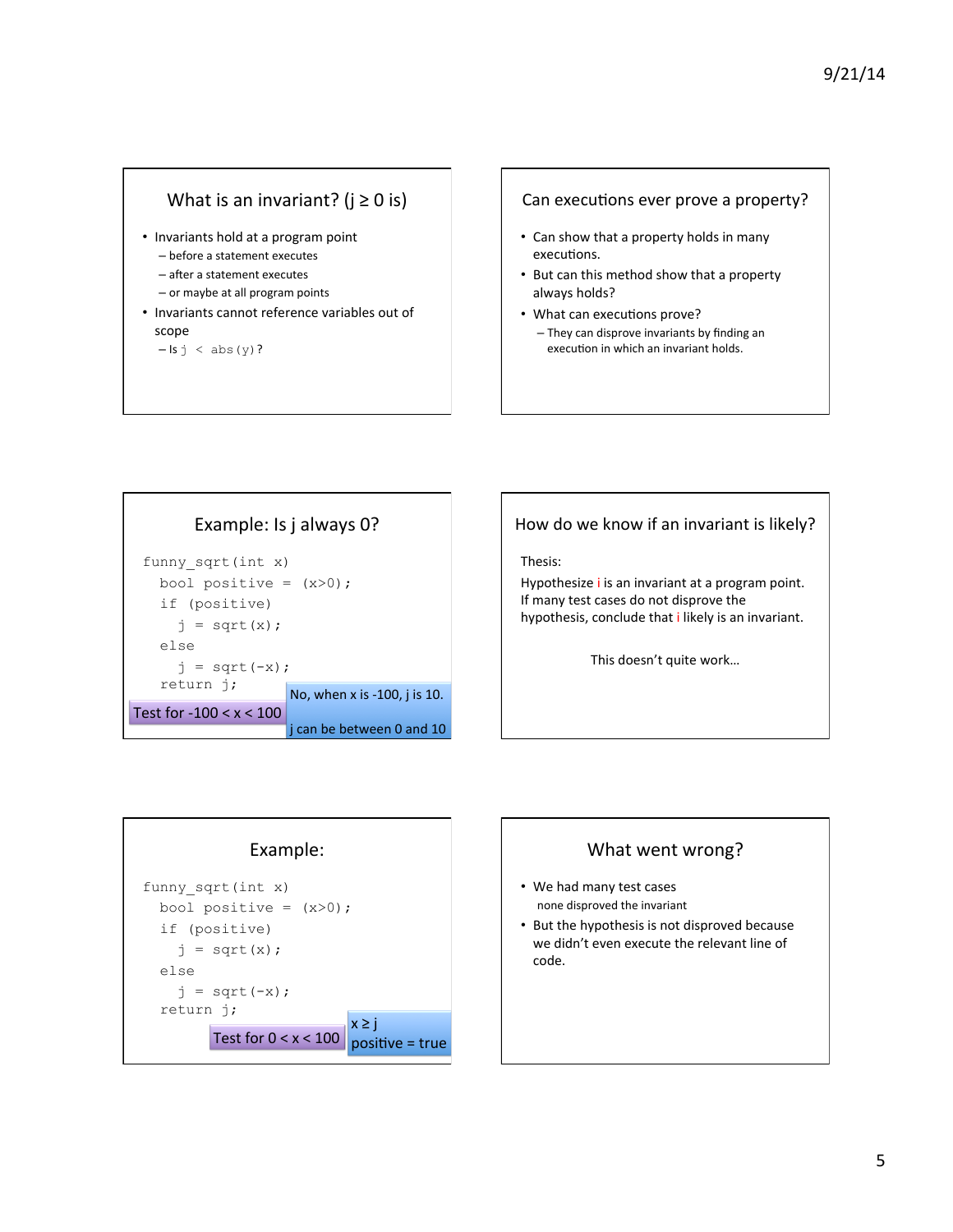## What is an invariant? (j ≥ 0 is)

- Invariants hold at a program point
  - before a statement executes
  - after a statement executes
  - or maybe at all program points
- Invariants cannot reference variables out of scope
  - Is `j < abs(y)`?

## Can executions ever prove a property?

- Can show that a property holds in many executions.
- But can this method show that a property always holds?
- What can executions prove?
  - They can disprove invariants by finding an execution in which an invariant holds.

## Example: Is j always 0?

```
funny_sqrt(int x)
  bool positive = (x>0);
  if (positive)
    j = sqrt(x);
  else
    j = sqrt(-x);
  return j;
```

Test for -100 < x < 100

No, when x is -100, j is 10.

j can be between 0 and 10

## How do we know if an invariant is likely?

Thesis:

Hypothesize i is an invariant at a program point. If many test cases do not disprove the hypothesis, conclude that i likely is an invariant.

This doesn't quite work…

## Example:

```
funny_sqrt(int x)
  bool positive = (x>0);
  if (positive)
    j = sqrt(x);
  else
    j = sqrt(-x);
  return j;
```

Test for 0 < x < 100

x ≥ j

positive = true

## What went wrong?

- We had many test cases
  none disproved the invariant
- But the hypothesis is not disproved because we didn't even execute the relevant line of code.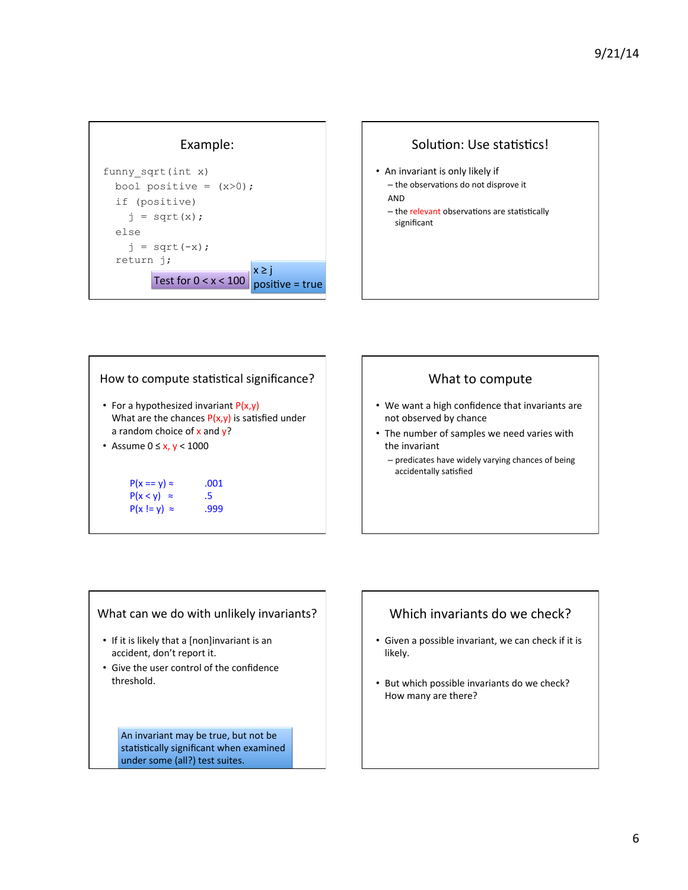## Example:

```
funny_sqrt(int x)
  bool positive = (x>0);
  if (positive)
    j = sqrt(x);
  else
    j = sqrt(-x);
  return j;
```

Test for $0 < x < 100$

$x \geq j$
positive = true

## Solution: Use statistics!

- An invariant is only likely if
  - the observations do not disprove it

  AND

  - the relevant observations are statistically significant

## How to compute statistical significance?

- For a hypothesized invariant P(x,y) What are the chances P(x,y) is satisfied under a random choice of x and y?
- Assume $0 \leq x, y < 1000$

P(x == y) ≈ .001
P(x < y) ≈ .5
P(x != y) ≈ .999

## What to compute

- We want a high confidence that invariants are not observed by chance
- The number of samples we need varies with the invariant
  - predicates have widely varying chances of being accidentally satisfied

## What can we do with unlikely invariants?

- If it is likely that a [non]invariant is an accident, don't report it.
- Give the user control of the confidence threshold.

An invariant may be true, but not be statistically significant when examined under some (all?) test suites.

## Which invariants do we check?

- Given a possible invariant, we can check if it is likely.
- But which possible invariants do we check? How many are there?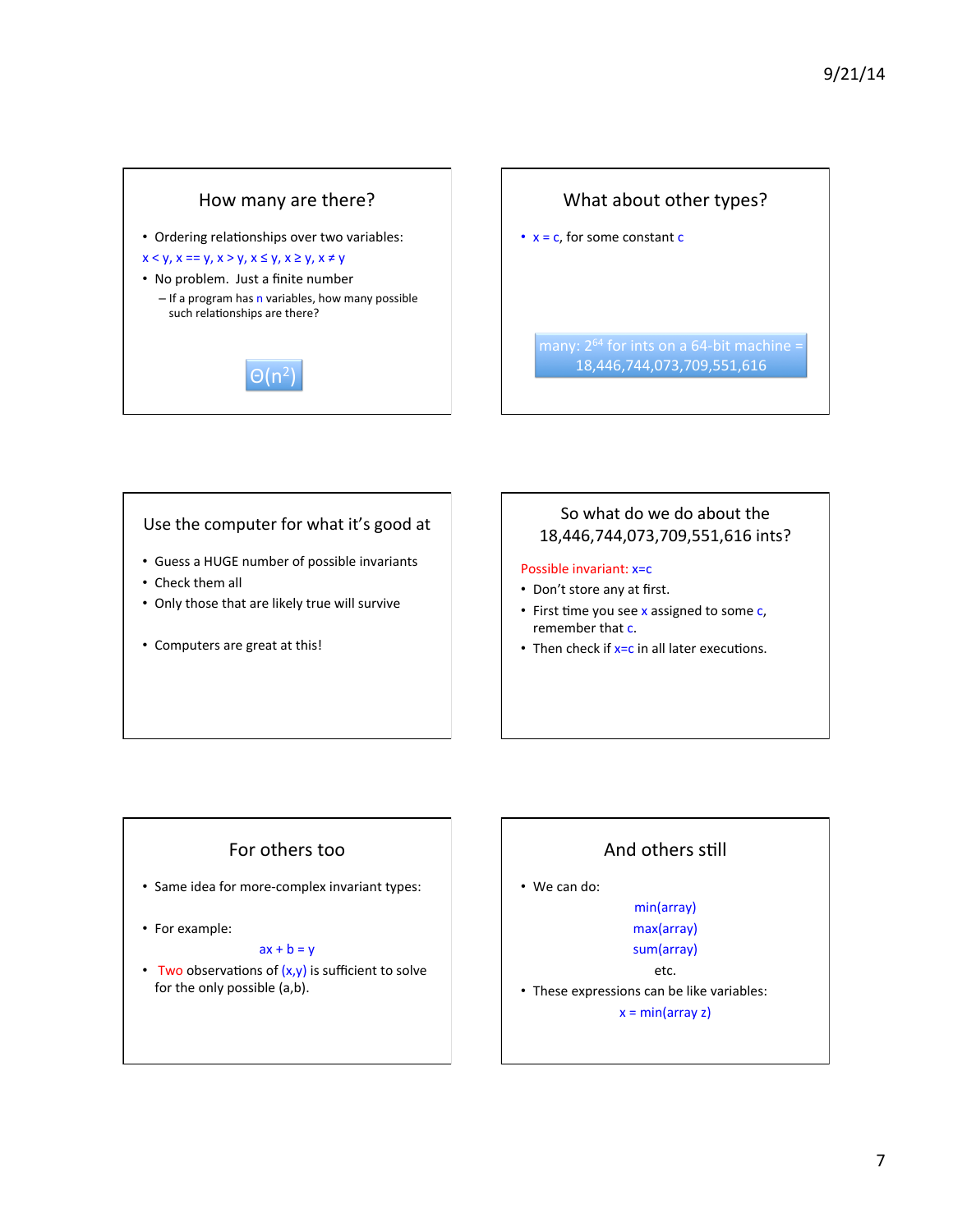## How many are there?

- Ordering relationships over two variables:

  $x < y$, $x == y$, $x > y$, $x \le y$, $x \ge y$, $x \ne y$

- No problem. Just a finite number
  - If a program has $n$ variables, how many possible such relationships are there?

$\Theta(n^2)$

## What about other types?

- $x = c$, for some constant $c$

many: $2^{64}$ for ints on a 64-bit machine = 18,446,744,073,709,551,616

## Use the computer for what it's good at

- Guess a HUGE number of possible invariants
- Check them all
- Only those that are likely true will survive
- Computers are great at this!

## So what do we do about the 18,446,744,073,709,551,616 ints?

Possible invariant: $x=c$

- Don't store any at first.
- First time you see $x$ assigned to some $c$, remember that $c$.
- Then check if $x=c$ in all later executions.

## For others too

- Same idea for more-complex invariant types:
- For example:

  $ax + b = y$

- Two observations of $(x,y)$ is sufficient to solve for the only possible $(a,b)$.

## And others still

- We can do:

  min(array)

  max(array)

  sum(array)

  etc.

- These expressions can be like variables:

  x = min(array z)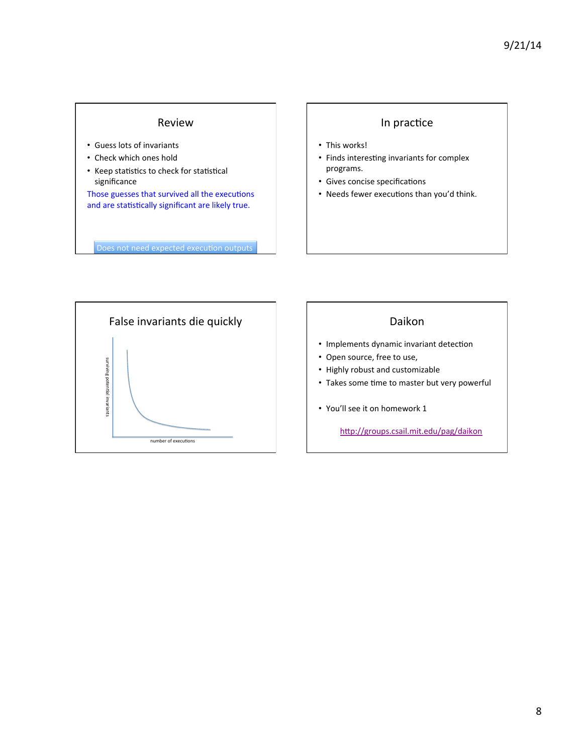## Review

- Guess lots of invariants
- Check which ones hold
- Keep statistics to check for statistical significance

Those guesses that survived all the executions and are statistically significant are likely true.

Does not need expected execution outputs

## In practice

- This works!
- Finds interesting invariants for complex programs.
- Gives concise specifications
- Needs fewer executions than you'd think.

## False invariants die quickly

surviving potential invariants

number of executions

## Daikon

- Implements dynamic invariant detection
- Open source, free to use,
- Highly robust and customizable
- Takes some time to master but very powerful

- You'll see it on homework 1

http://groups.csail.mit.edu/pag/daikon